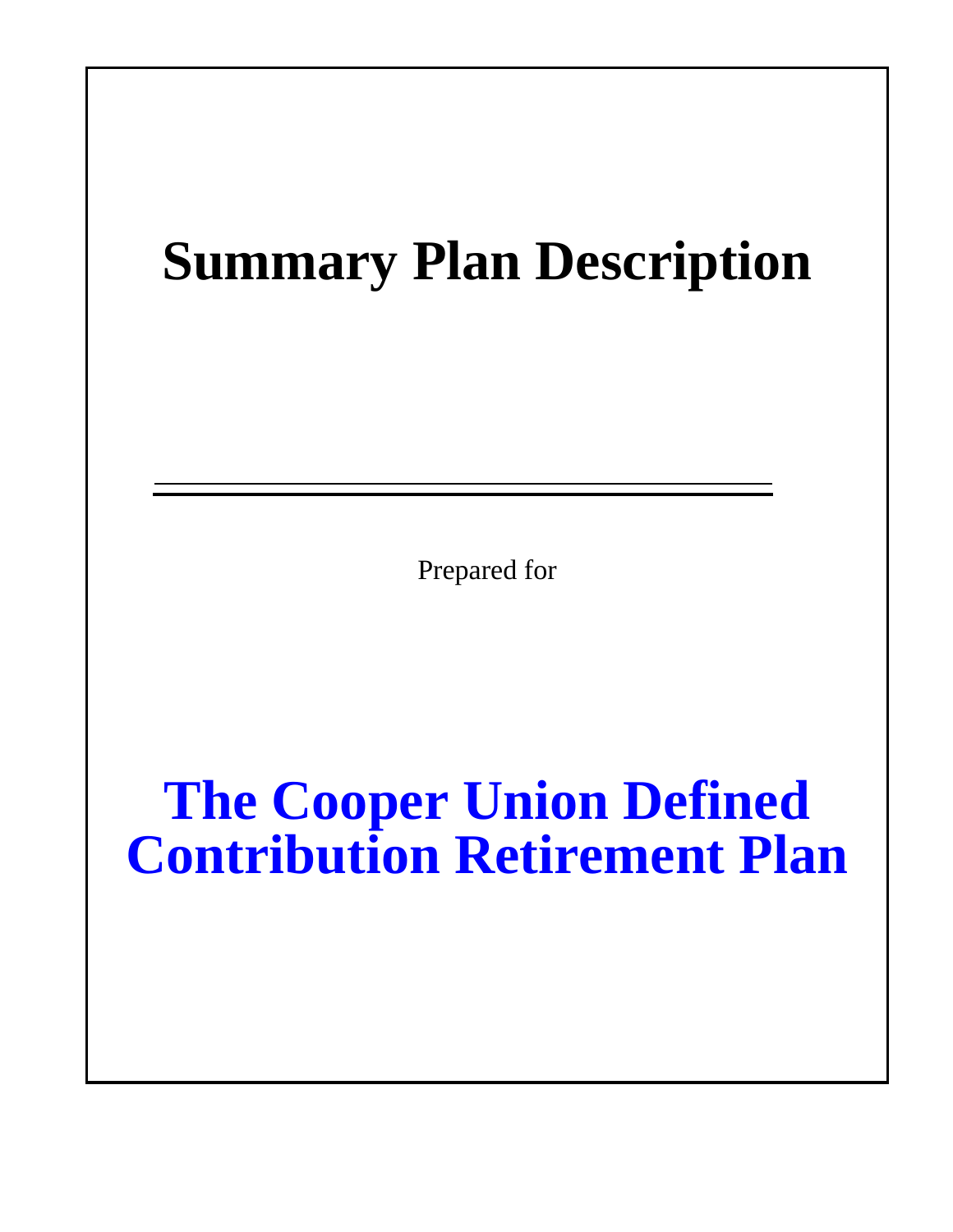# Summary Plan Description

Prepared for

# The Cooper Union Defined Contribution Retirement Plan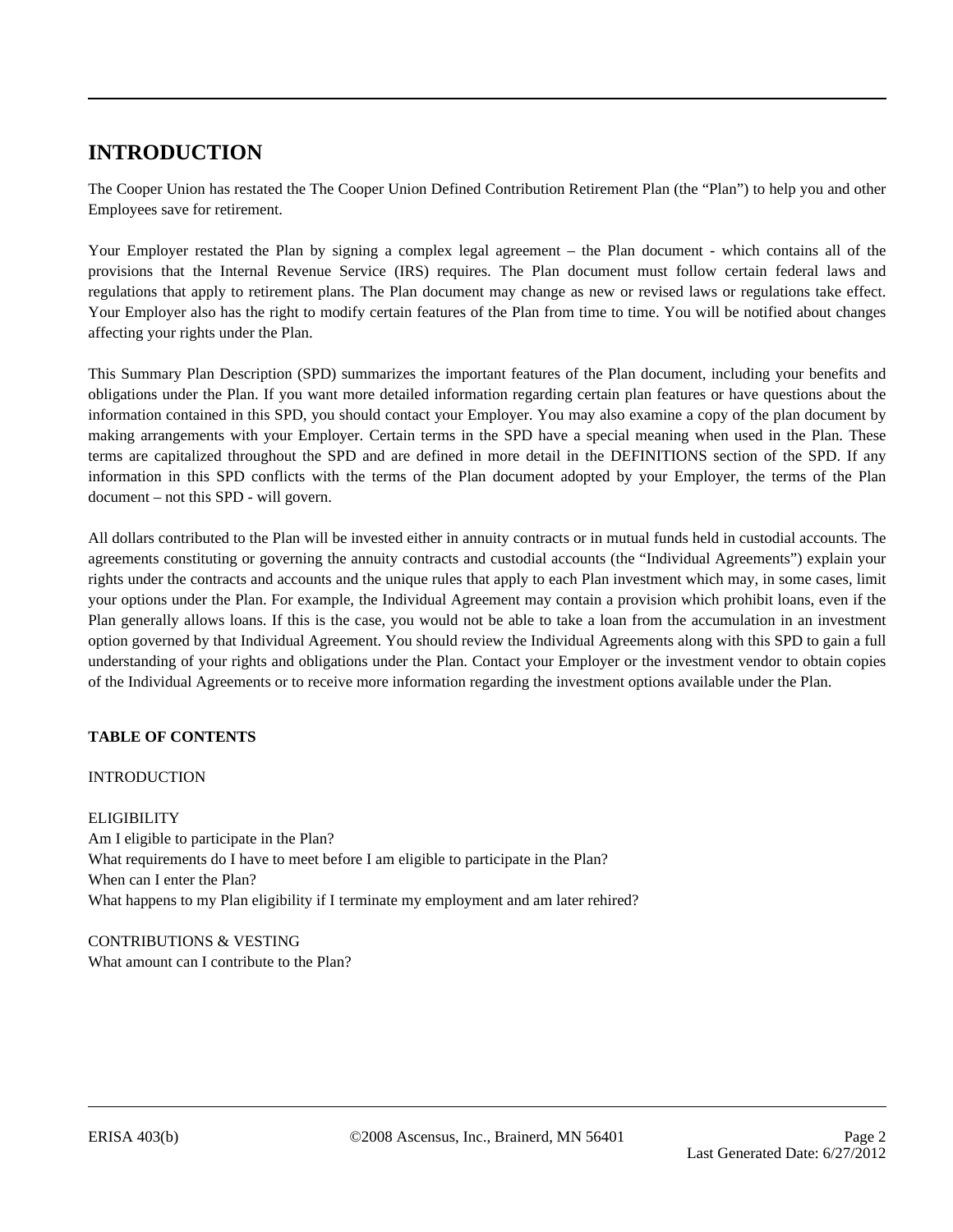## INTRODUCTION

The Cooper Union has restated the The Cooper Union Defined Contribution Retirement Plan (the "Plan") to help you and other Employees save for retirement.

Your Employer restated the Plan by signing a complex legal agreement – the Plan document - which contains all of the provisions that the Internal Revenue Service (IRS) requires. The Plan document must follow certain federal laws and regulations that apply to retirement plans. The Plan document may change as new or revised laws or regulations take effect. Your Employer also has the right to modify certain features of the Plan from time to time. You will be notified about changes affecting your rights under the Plan.

This Summary Plan Description (SPD) summarizes the important features of the Plan document, including your benefits and obligations under the Plan. If you want more detailed information regarding certain plan features or have questions about the information contained in this SPD, you should contact your Employer. You may also examine a copy of the plan document by making arrangements with your Employer. Certain terms in the SPD have a special meaning when used in the Plan. These terms are capitalized throughout the SPD and are defined in more detail in the DEFINITIONS section of the SPD. If any information in this SPD conflicts with the terms of the Plan document adopted by your Employer, the terms of the Plan document – not this SPD - will govern.

All dollars contributed to the Plan will be invested either in annuity contracts or in mutual funds held in custodial accounts. The agreements constituting or governing the annuity contracts and custodial accounts (the "Individual Agreements") explain your rights under the contracts and accounts and the unique rules that apply to each Plan investment which may, in some cases, limit your options under the Plan. For example, the Individual Agreement may contain a provision which prohibit loans, even if the Plan generally allows loans. If this is the case, you would not be able to take a loan from the accumulation in an investment option governed by that Individual Agreement. You should review the Individual Agreements along with this SPD to gain a full understanding of your rights and obligations under the Plan. Contact your Employer or the investment vendor to obtain copies of the Individual Agreements or to receive more information regarding the investment options available under the Plan.

**TABLE OF CONTENTS**

INTRODUCTION

ELIGIBILITY
Am I eligible to participate in the Plan?
What requirements do I have to meet before I am eligible to participate in the Plan?
When can I enter the Plan?
What happens to my Plan eligibility if I terminate my employment and am later rehired?

CONTRIBUTIONS & VESTING
What amount can I contribute to the Plan?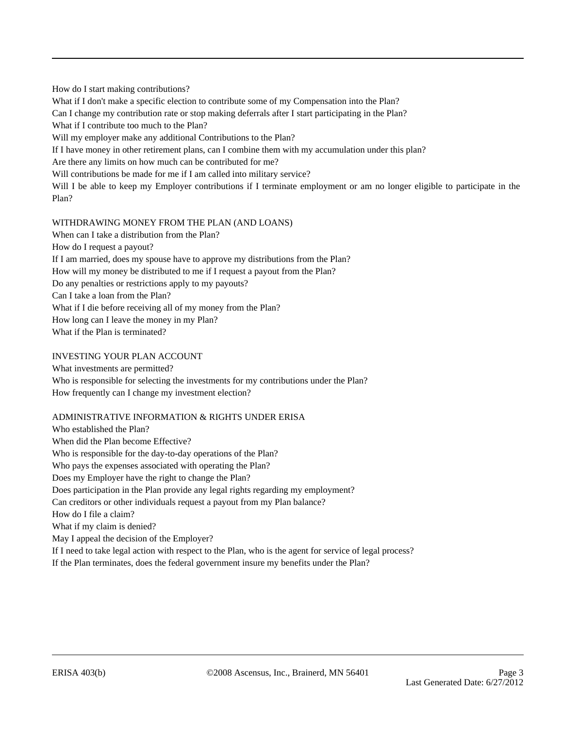How do I start making contributions?

What if I don't make a specific election to contribute some of my Compensation into the Plan?

Can I change my contribution rate or stop making deferrals after I start participating in the Plan?

What if I contribute too much to the Plan?

Will my employer make any additional Contributions to the Plan?

If I have money in other retirement plans, can I combine them with my accumulation under this plan?

Are there any limits on how much can be contributed for me?

Will contributions be made for me if I am called into military service?

Will I be able to keep my Employer contributions if I terminate employment or am no longer eligible to participate in the Plan?

WITHDRAWING MONEY FROM THE PLAN (AND LOANS)

When can I take a distribution from the Plan?

How do I request a payout?

If I am married, does my spouse have to approve my distributions from the Plan?

How will my money be distributed to me if I request a payout from the Plan?

Do any penalties or restrictions apply to my payouts?

Can I take a loan from the Plan?

What if I die before receiving all of my money from the Plan?

How long can I leave the money in my Plan?

What if the Plan is terminated?

INVESTING YOUR PLAN ACCOUNT

What investments are permitted?

Who is responsible for selecting the investments for my contributions under the Plan?

How frequently can I change my investment election?

ADMINISTRATIVE INFORMATION & RIGHTS UNDER ERISA

Who established the Plan?

When did the Plan become Effective?

Who is responsible for the day-to-day operations of the Plan?

Who pays the expenses associated with operating the Plan?

Does my Employer have the right to change the Plan?

Does participation in the Plan provide any legal rights regarding my employment?

Can creditors or other individuals request a payout from my Plan balance?

How do I file a claim?

What if my claim is denied?

May I appeal the decision of the Employer?

If I need to take legal action with respect to the Plan, who is the agent for service of legal process?

If the Plan terminates, does the federal government insure my benefits under the Plan?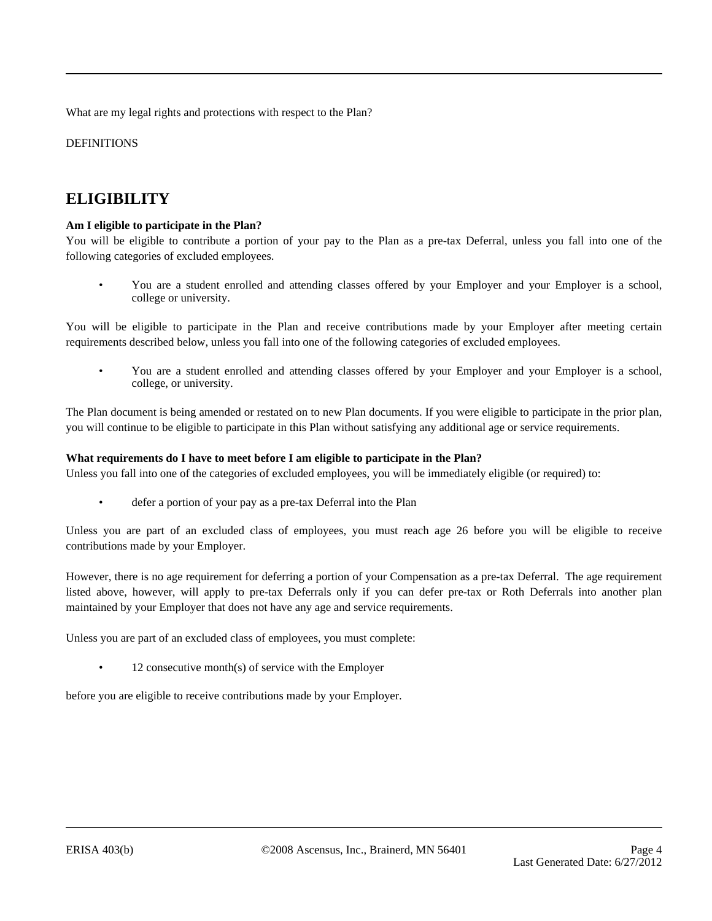What are my legal rights and protections with respect to the Plan?

DEFINITIONS

## ELIGIBILITY

**Am I eligible to participate in the Plan?**

You will be eligible to contribute a portion of your pay to the Plan as a pre-tax Deferral, unless you fall into one of the following categories of excluded employees.

- You are a student enrolled and attending classes offered by your Employer and your Employer is a school, college or university.

You will be eligible to participate in the Plan and receive contributions made by your Employer after meeting certain requirements described below, unless you fall into one of the following categories of excluded employees.

- You are a student enrolled and attending classes offered by your Employer and your Employer is a school, college, or university.

The Plan document is being amended or restated on to new Plan documents. If you were eligible to participate in the prior plan, you will continue to be eligible to participate in this Plan without satisfying any additional age or service requirements.

**What requirements do I have to meet before I am eligible to participate in the Plan?**

Unless you fall into one of the categories of excluded employees, you will be immediately eligible (or required) to:

- defer a portion of your pay as a pre-tax Deferral into the Plan

Unless you are part of an excluded class of employees, you must reach age 26 before you will be eligible to receive contributions made by your Employer.

However, there is no age requirement for deferring a portion of your Compensation as a pre-tax Deferral. The age requirement listed above, however, will apply to pre-tax Deferrals only if you can defer pre-tax or Roth Deferrals into another plan maintained by your Employer that does not have any age and service requirements.

Unless you are part of an excluded class of employees, you must complete:

- 12 consecutive month(s) of service with the Employer

before you are eligible to receive contributions made by your Employer.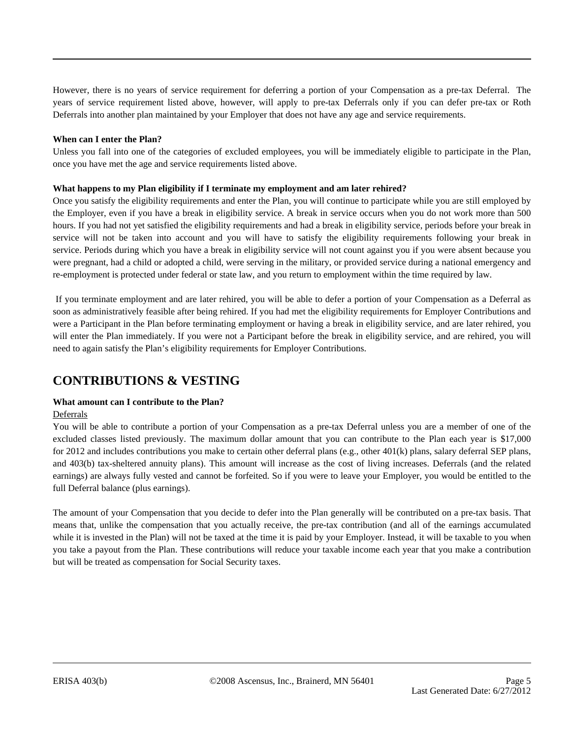However, there is no years of service requirement for deferring a portion of your Compensation as a pre-tax Deferral. The years of service requirement listed above, however, will apply to pre-tax Deferrals only if you can defer pre-tax or Roth Deferrals into another plan maintained by your Employer that does not have any age and service requirements.

**When can I enter the Plan?**

Unless you fall into one of the categories of excluded employees, you will be immediately eligible to participate in the Plan, once you have met the age and service requirements listed above.

**What happens to my Plan eligibility if I terminate my employment and am later rehired?**

Once you satisfy the eligibility requirements and enter the Plan, you will continue to participate while you are still employed by the Employer, even if you have a break in eligibility service. A break in service occurs when you do not work more than 500 hours. If you had not yet satisfied the eligibility requirements and had a break in eligibility service, periods before your break in service will not be taken into account and you will have to satisfy the eligibility requirements following your break in service. Periods during which you have a break in eligibility service will not count against you if you were absent because you were pregnant, had a child or adopted a child, were serving in the military, or provided service during a national emergency and re-employment is protected under federal or state law, and you return to employment within the time required by law.

If you terminate employment and are later rehired, you will be able to defer a portion of your Compensation as a Deferral as soon as administratively feasible after being rehired. If you had met the eligibility requirements for Employer Contributions and were a Participant in the Plan before terminating employment or having a break in eligibility service, and are later rehired, you will enter the Plan immediately. If you were not a Participant before the break in eligibility service, and are rehired, you will need to again satisfy the Plan's eligibility requirements for Employer Contributions.

## CONTRIBUTIONS & VESTING

**What amount can I contribute to the Plan?**

Deferrals

You will be able to contribute a portion of your Compensation as a pre-tax Deferral unless you are a member of one of the excluded classes listed previously. The maximum dollar amount that you can contribute to the Plan each year is $17,000 for 2012 and includes contributions you make to certain other deferral plans (e.g., other 401(k) plans, salary deferral SEP plans, and 403(b) tax-sheltered annuity plans). This amount will increase as the cost of living increases. Deferrals (and the related earnings) are always fully vested and cannot be forfeited. So if you were to leave your Employer, you would be entitled to the full Deferral balance (plus earnings).

The amount of your Compensation that you decide to defer into the Plan generally will be contributed on a pre-tax basis. That means that, unlike the compensation that you actually receive, the pre-tax contribution (and all of the earnings accumulated while it is invested in the Plan) will not be taxed at the time it is paid by your Employer. Instead, it will be taxable to you when you take a payout from the Plan. These contributions will reduce your taxable income each year that you make a contribution but will be treated as compensation for Social Security taxes.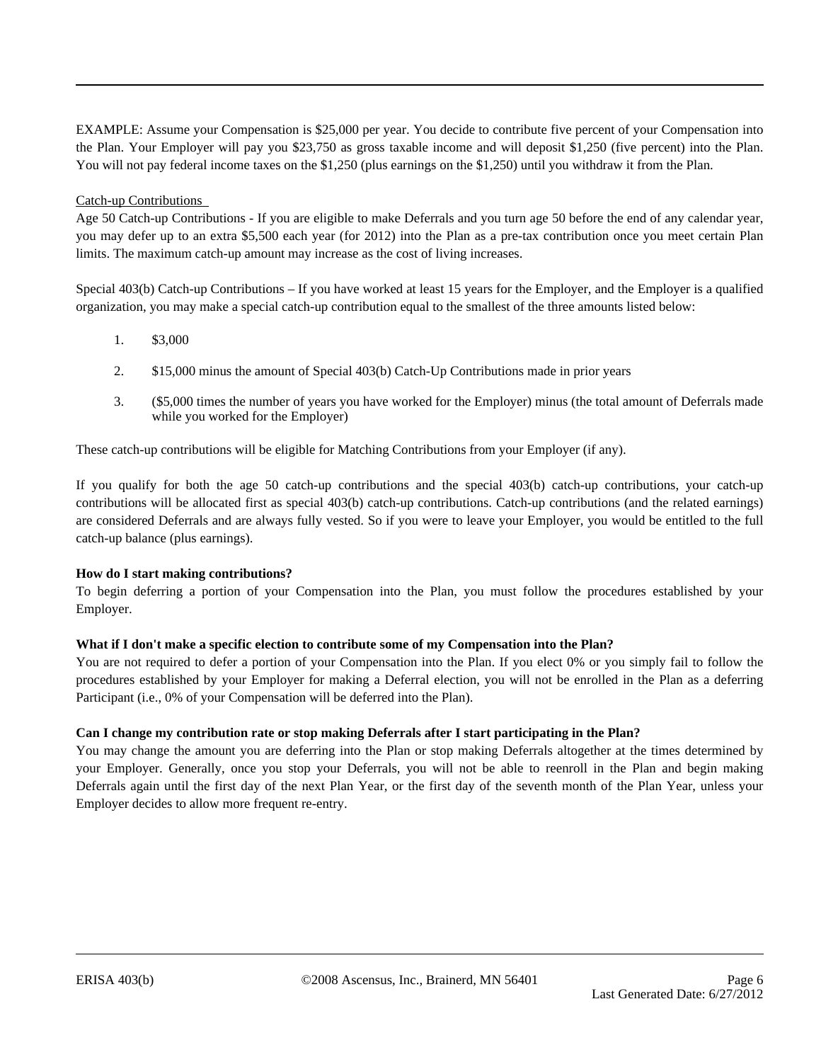EXAMPLE: Assume your Compensation is $25,000 per year. You decide to contribute five percent of your Compensation into the Plan. Your Employer will pay you $23,750 as gross taxable income and will deposit $1,250 (five percent) into the Plan. You will not pay federal income taxes on the $1,250 (plus earnings on the $1,250) until you withdraw it from the Plan.

Catch-up Contributions

Age 50 Catch-up Contributions - If you are eligible to make Deferrals and you turn age 50 before the end of any calendar year, you may defer up to an extra $5,500 each year (for 2012) into the Plan as a pre-tax contribution once you meet certain Plan limits. The maximum catch-up amount may increase as the cost of living increases.

Special 403(b) Catch-up Contributions – If you have worked at least 15 years for the Employer, and the Employer is a qualified organization, you may make a special catch-up contribution equal to the smallest of the three amounts listed below:

1. $3,000
2. $15,000 minus the amount of Special 403(b) Catch-Up Contributions made in prior years
3. ($5,000 times the number of years you have worked for the Employer) minus (the total amount of Deferrals made while you worked for the Employer)

These catch-up contributions will be eligible for Matching Contributions from your Employer (if any).

If you qualify for both the age 50 catch-up contributions and the special 403(b) catch-up contributions, your catch-up contributions will be allocated first as special 403(b) catch-up contributions. Catch-up contributions (and the related earnings) are considered Deferrals and are always fully vested. So if you were to leave your Employer, you would be entitled to the full catch-up balance (plus earnings).

**How do I start making contributions?**

To begin deferring a portion of your Compensation into the Plan, you must follow the procedures established by your Employer.

**What if I don't make a specific election to contribute some of my Compensation into the Plan?**

You are not required to defer a portion of your Compensation into the Plan. If you elect 0% or you simply fail to follow the procedures established by your Employer for making a Deferral election, you will not be enrolled in the Plan as a deferring Participant (i.e., 0% of your Compensation will be deferred into the Plan).

**Can I change my contribution rate or stop making Deferrals after I start participating in the Plan?**

You may change the amount you are deferring into the Plan or stop making Deferrals altogether at the times determined by your Employer. Generally, once you stop your Deferrals, you will not be able to reenroll in the Plan and begin making Deferrals again until the first day of the next Plan Year, or the first day of the seventh month of the Plan Year, unless your Employer decides to allow more frequent re-entry.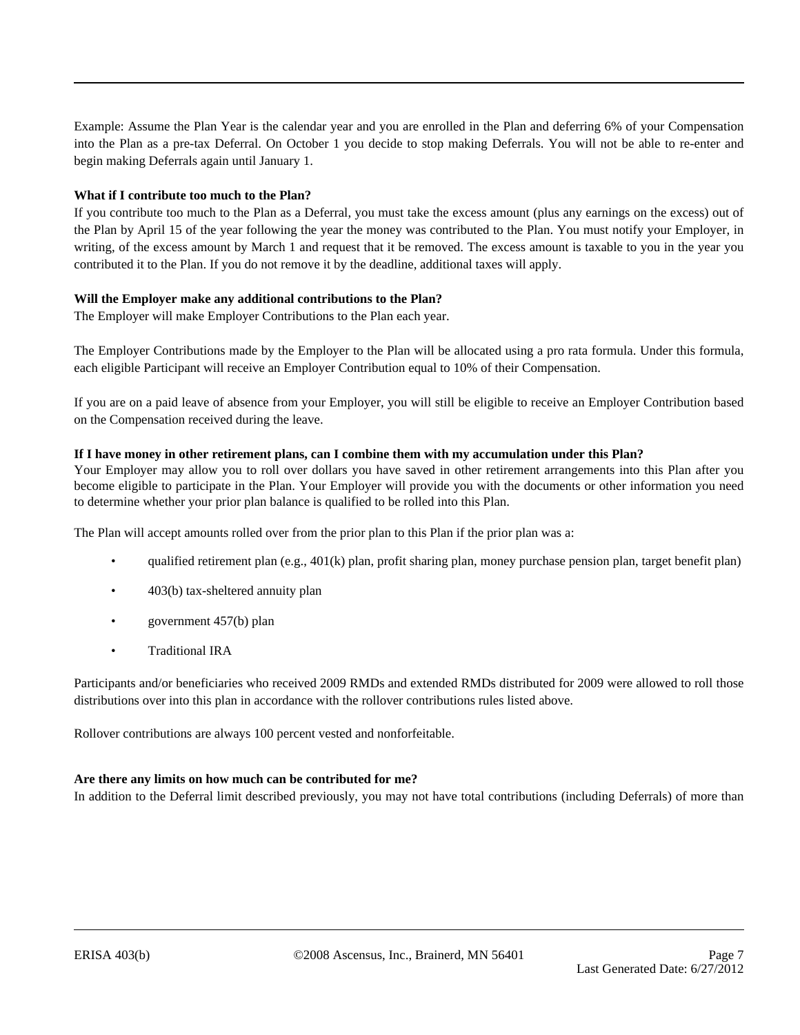Example: Assume the Plan Year is the calendar year and you are enrolled in the Plan and deferring 6% of your Compensation into the Plan as a pre-tax Deferral. On October 1 you decide to stop making Deferrals. You will not be able to re-enter and begin making Deferrals again until January 1.

**What if I contribute too much to the Plan?**

If you contribute too much to the Plan as a Deferral, you must take the excess amount (plus any earnings on the excess) out of the Plan by April 15 of the year following the year the money was contributed to the Plan. You must notify your Employer, in writing, of the excess amount by March 1 and request that it be removed. The excess amount is taxable to you in the year you contributed it to the Plan. If you do not remove it by the deadline, additional taxes will apply.

**Will the Employer make any additional contributions to the Plan?**

The Employer will make Employer Contributions to the Plan each year.

The Employer Contributions made by the Employer to the Plan will be allocated using a pro rata formula. Under this formula, each eligible Participant will receive an Employer Contribution equal to 10% of their Compensation.

If you are on a paid leave of absence from your Employer, you will still be eligible to receive an Employer Contribution based on the Compensation received during the leave.

**If I have money in other retirement plans, can I combine them with my accumulation under this Plan?**

Your Employer may allow you to roll over dollars you have saved in other retirement arrangements into this Plan after you become eligible to participate in the Plan. Your Employer will provide you with the documents or other information you need to determine whether your prior plan balance is qualified to be rolled into this Plan.

The Plan will accept amounts rolled over from the prior plan to this Plan if the prior plan was a:

- qualified retirement plan (e.g., 401(k) plan, profit sharing plan, money purchase pension plan, target benefit plan)
- 403(b) tax-sheltered annuity plan
- government 457(b) plan
- Traditional IRA

Participants and/or beneficiaries who received 2009 RMDs and extended RMDs distributed for 2009 were allowed to roll those distributions over into this plan in accordance with the rollover contributions rules listed above.

Rollover contributions are always 100 percent vested and nonforfeitable.

**Are there any limits on how much can be contributed for me?**

In addition to the Deferral limit described previously, you may not have total contributions (including Deferrals) of more than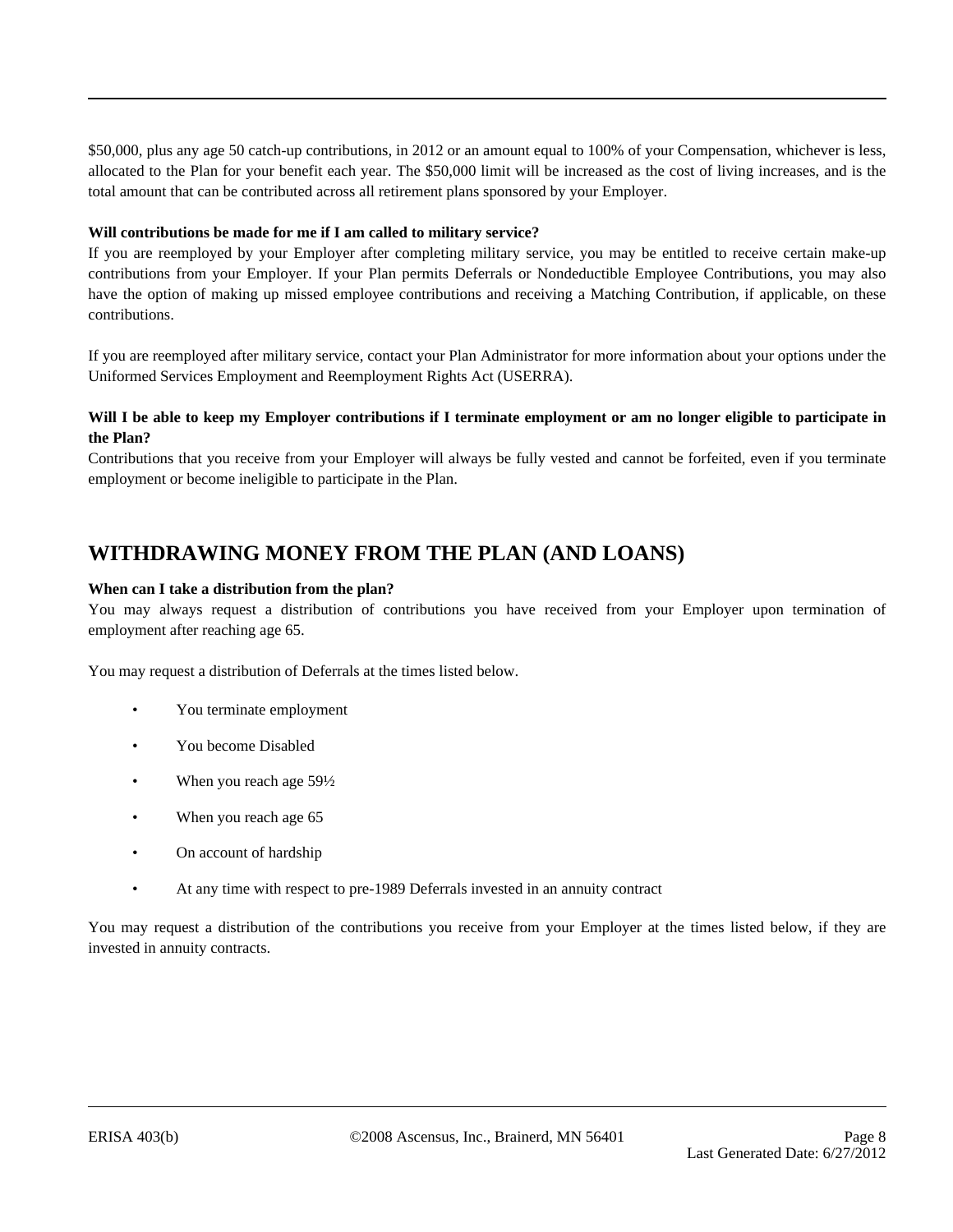$50,000, plus any age 50 catch-up contributions, in 2012 or an amount equal to 100% of your Compensation, whichever is less, allocated to the Plan for your benefit each year. The $50,000 limit will be increased as the cost of living increases, and is the total amount that can be contributed across all retirement plans sponsored by your Employer.

**Will contributions be made for me if I am called to military service?**

If you are reemployed by your Employer after completing military service, you may be entitled to receive certain make-up contributions from your Employer. If your Plan permits Deferrals or Nondeductible Employee Contributions, you may also have the option of making up missed employee contributions and receiving a Matching Contribution, if applicable, on these contributions.

If you are reemployed after military service, contact your Plan Administrator for more information about your options under the Uniformed Services Employment and Reemployment Rights Act (USERRA).

**Will I be able to keep my Employer contributions if I terminate employment or am no longer eligible to participate in the Plan?**

Contributions that you receive from your Employer will always be fully vested and cannot be forfeited, even if you terminate employment or become ineligible to participate in the Plan.

## WITHDRAWING MONEY FROM THE PLAN (AND LOANS)

**When can I take a distribution from the plan?**

You may always request a distribution of contributions you have received from your Employer upon termination of employment after reaching age 65.

You may request a distribution of Deferrals at the times listed below.

- You terminate employment
- You become Disabled
- When you reach age 59½
- When you reach age 65
- On account of hardship
- At any time with respect to pre-1989 Deferrals invested in an annuity contract

You may request a distribution of the contributions you receive from your Employer at the times listed below, if they are invested in annuity contracts.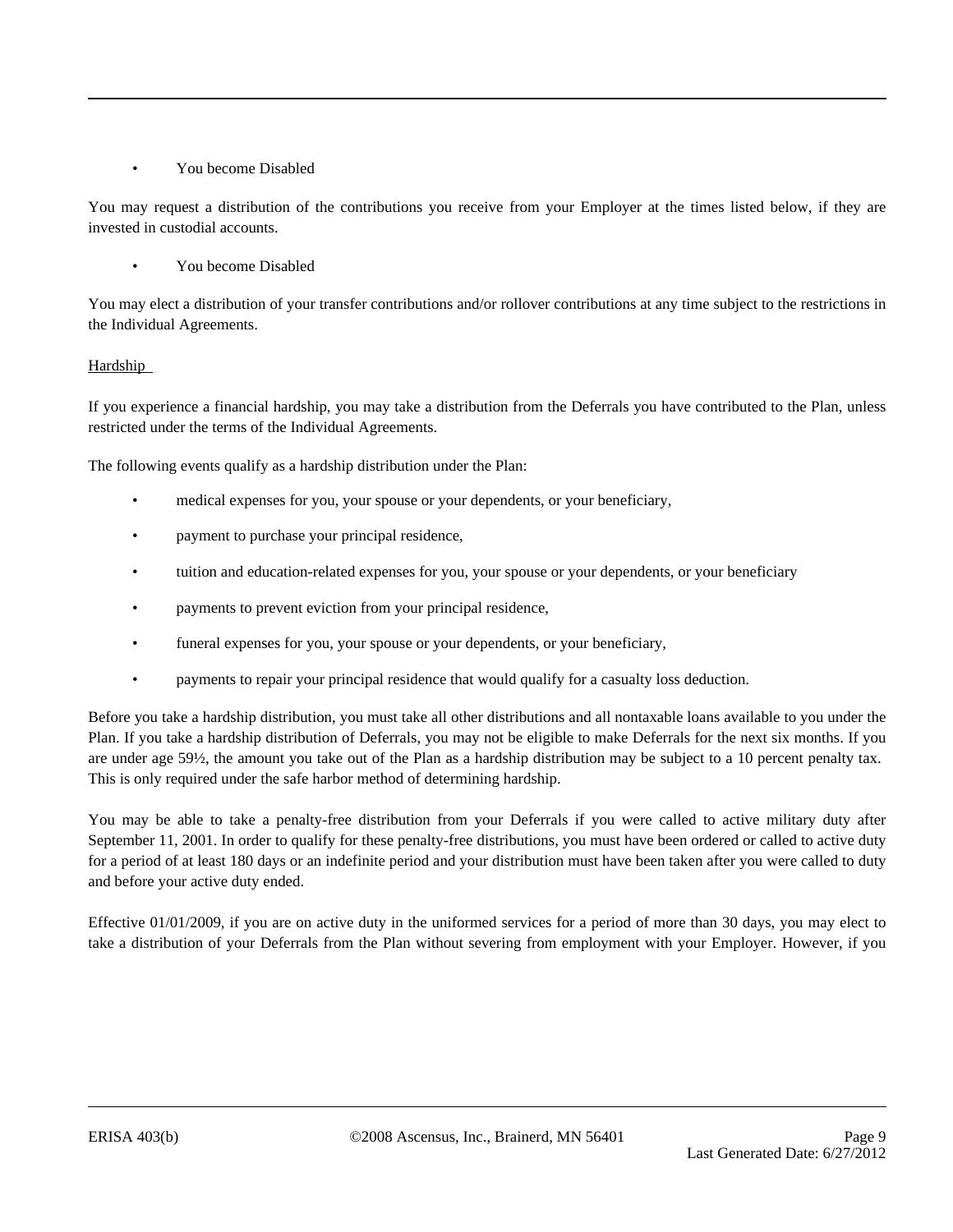- You become Disabled

You may request a distribution of the contributions you receive from your Employer at the times listed below, if they are invested in custodial accounts.

- You become Disabled

You may elect a distribution of your transfer contributions and/or rollover contributions at any time subject to the restrictions in the Individual Agreements.

Hardship

If you experience a financial hardship, you may take a distribution from the Deferrals you have contributed to the Plan, unless restricted under the terms of the Individual Agreements.

The following events qualify as a hardship distribution under the Plan:

- medical expenses for you, your spouse or your dependents, or your beneficiary,
- payment to purchase your principal residence,
- tuition and education-related expenses for you, your spouse or your dependents, or your beneficiary
- payments to prevent eviction from your principal residence,
- funeral expenses for you, your spouse or your dependents, or your beneficiary,
- payments to repair your principal residence that would qualify for a casualty loss deduction.

Before you take a hardship distribution, you must take all other distributions and all nontaxable loans available to you under the Plan. If you take a hardship distribution of Deferrals, you may not be eligible to make Deferrals for the next six months. If you are under age 59½, the amount you take out of the Plan as a hardship distribution may be subject to a 10 percent penalty tax. This is only required under the safe harbor method of determining hardship.

You may be able to take a penalty-free distribution from your Deferrals if you were called to active military duty after September 11, 2001. In order to qualify for these penalty-free distributions, you must have been ordered or called to active duty for a period of at least 180 days or an indefinite period and your distribution must have been taken after you were called to duty and before your active duty ended.

Effective 01/01/2009, if you are on active duty in the uniformed services for a period of more than 30 days, you may elect to take a distribution of your Deferrals from the Plan without severing from employment with your Employer. However, if you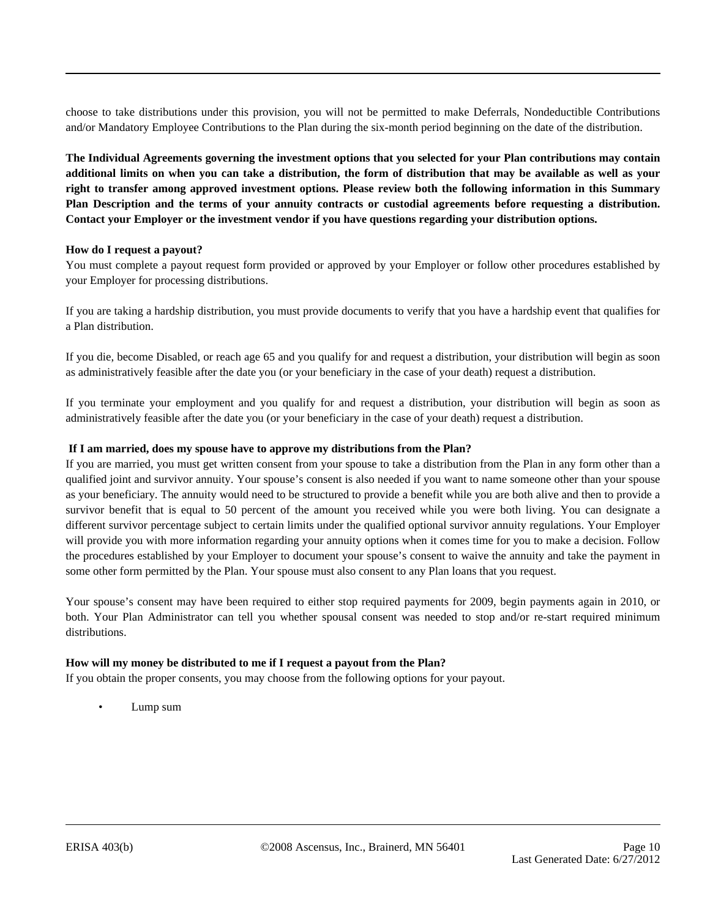choose to take distributions under this provision, you will not be permitted to make Deferrals, Nondeductible Contributions and/or Mandatory Employee Contributions to the Plan during the six-month period beginning on the date of the distribution.

**The Individual Agreements governing the investment options that you selected for your Plan contributions may contain additional limits on when you can take a distribution, the form of distribution that may be available as well as your right to transfer among approved investment options. Please review both the following information in this Summary Plan Description and the terms of your annuity contracts or custodial agreements before requesting a distribution. Contact your Employer or the investment vendor if you have questions regarding your distribution options.**

**How do I request a payout?**

You must complete a payout request form provided or approved by your Employer or follow other procedures established by your Employer for processing distributions.

If you are taking a hardship distribution, you must provide documents to verify that you have a hardship event that qualifies for a Plan distribution.

If you die, become Disabled, or reach age 65 and you qualify for and request a distribution, your distribution will begin as soon as administratively feasible after the date you (or your beneficiary in the case of your death) request a distribution.

If you terminate your employment and you qualify for and request a distribution, your distribution will begin as soon as administratively feasible after the date you (or your beneficiary in the case of your death) request a distribution.

**If I am married, does my spouse have to approve my distributions from the Plan?**

If you are married, you must get written consent from your spouse to take a distribution from the Plan in any form other than a qualified joint and survivor annuity. Your spouse's consent is also needed if you want to name someone other than your spouse as your beneficiary. The annuity would need to be structured to provide a benefit while you are both alive and then to provide a survivor benefit that is equal to 50 percent of the amount you received while you were both living. You can designate a different survivor percentage subject to certain limits under the qualified optional survivor annuity regulations. Your Employer will provide you with more information regarding your annuity options when it comes time for you to make a decision. Follow the procedures established by your Employer to document your spouse's consent to waive the annuity and take the payment in some other form permitted by the Plan. Your spouse must also consent to any Plan loans that you request.

Your spouse's consent may have been required to either stop required payments for 2009, begin payments again in 2010, or both. Your Plan Administrator can tell you whether spousal consent was needed to stop and/or re-start required minimum distributions.

**How will my money be distributed to me if I request a payout from the Plan?**

If you obtain the proper consents, you may choose from the following options for your payout.

- Lump sum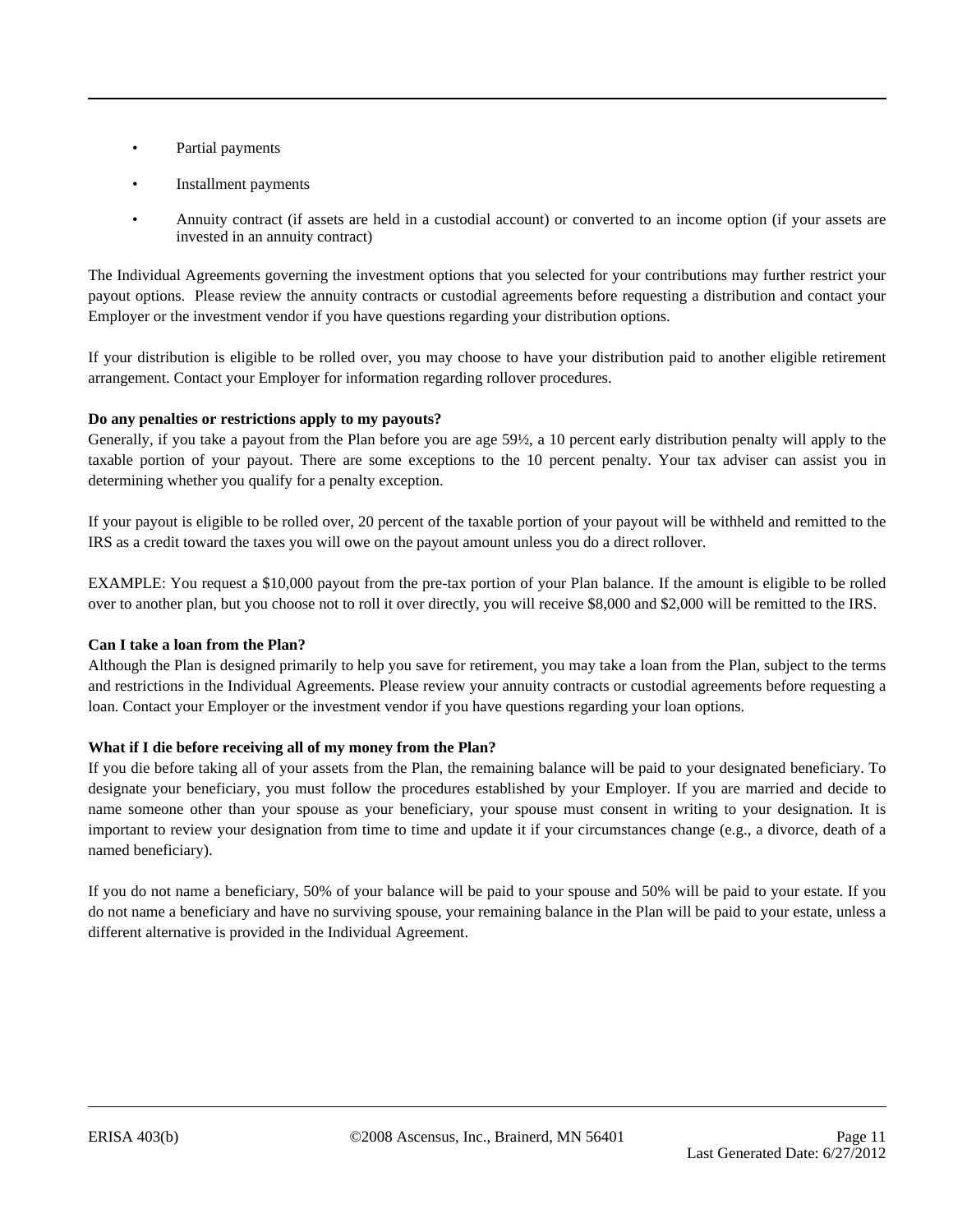- Partial payments
- Installment payments
- Annuity contract (if assets are held in a custodial account) or converted to an income option (if your assets are invested in an annuity contract)

The Individual Agreements governing the investment options that you selected for your contributions may further restrict your payout options. Please review the annuity contracts or custodial agreements before requesting a distribution and contact your Employer or the investment vendor if you have questions regarding your distribution options.

If your distribution is eligible to be rolled over, you may choose to have your distribution paid to another eligible retirement arrangement. Contact your Employer for information regarding rollover procedures.

**Do any penalties or restrictions apply to my payouts?**

Generally, if you take a payout from the Plan before you are age 59½, a 10 percent early distribution penalty will apply to the taxable portion of your payout. There are some exceptions to the 10 percent penalty. Your tax adviser can assist you in determining whether you qualify for a penalty exception.

If your payout is eligible to be rolled over, 20 percent of the taxable portion of your payout will be withheld and remitted to the IRS as a credit toward the taxes you will owe on the payout amount unless you do a direct rollover.

EXAMPLE: You request a $10,000 payout from the pre-tax portion of your Plan balance. If the amount is eligible to be rolled over to another plan, but you choose not to roll it over directly, you will receive $8,000 and $2,000 will be remitted to the IRS.

**Can I take a loan from the Plan?**

Although the Plan is designed primarily to help you save for retirement, you may take a loan from the Plan, subject to the terms and restrictions in the Individual Agreements. Please review your annuity contracts or custodial agreements before requesting a loan. Contact your Employer or the investment vendor if you have questions regarding your loan options.

**What if I die before receiving all of my money from the Plan?**

If you die before taking all of your assets from the Plan, the remaining balance will be paid to your designated beneficiary. To designate your beneficiary, you must follow the procedures established by your Employer. If you are married and decide to name someone other than your spouse as your beneficiary, your spouse must consent in writing to your designation. It is important to review your designation from time to time and update it if your circumstances change (e.g., a divorce, death of a named beneficiary).

If you do not name a beneficiary, 50% of your balance will be paid to your spouse and 50% will be paid to your estate. If you do not name a beneficiary and have no surviving spouse, your remaining balance in the Plan will be paid to your estate, unless a different alternative is provided in the Individual Agreement.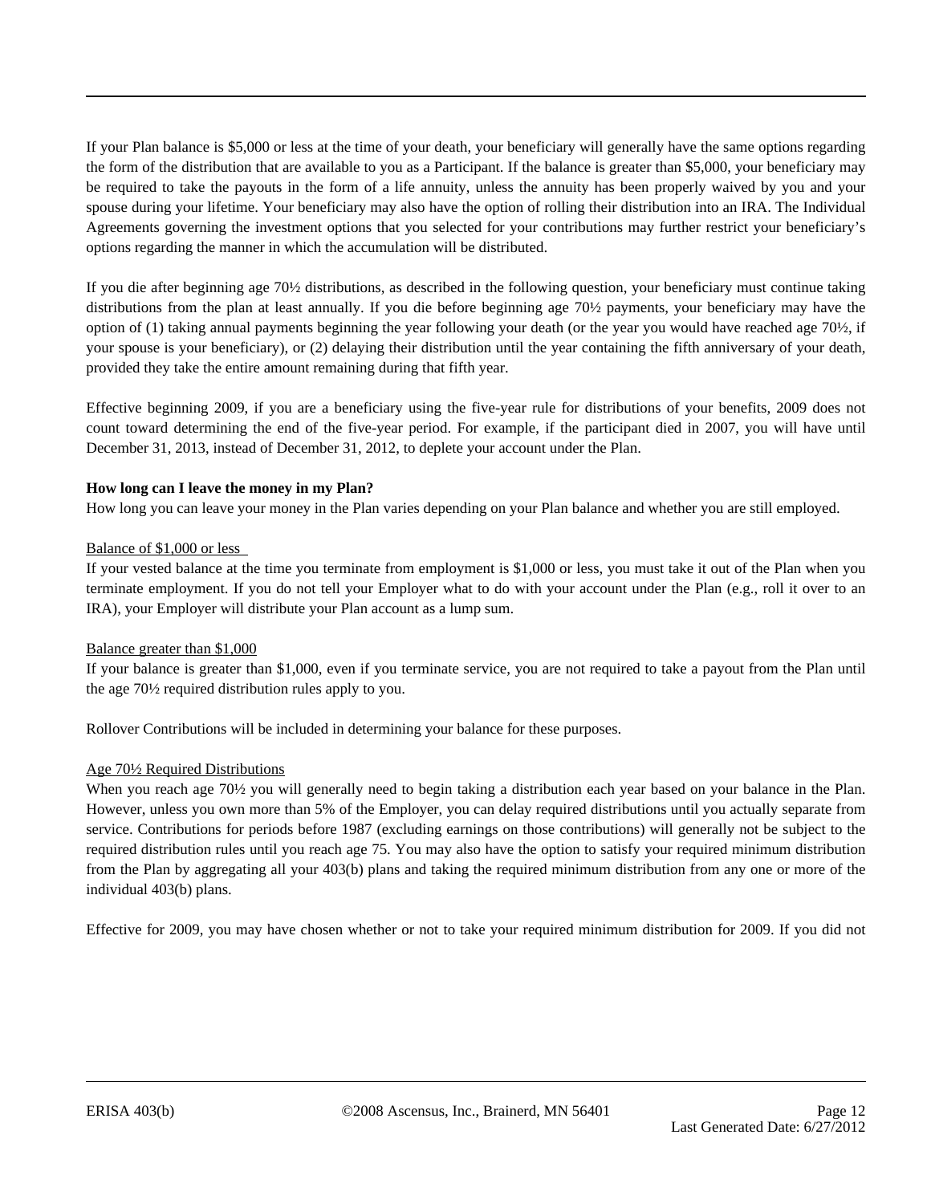If your Plan balance is $5,000 or less at the time of your death, your beneficiary will generally have the same options regarding the form of the distribution that are available to you as a Participant. If the balance is greater than $5,000, your beneficiary may be required to take the payouts in the form of a life annuity, unless the annuity has been properly waived by you and your spouse during your lifetime. Your beneficiary may also have the option of rolling their distribution into an IRA. The Individual Agreements governing the investment options that you selected for your contributions may further restrict your beneficiary's options regarding the manner in which the accumulation will be distributed.

If you die after beginning age 70½ distributions, as described in the following question, your beneficiary must continue taking distributions from the plan at least annually. If you die before beginning age 70½ payments, your beneficiary may have the option of (1) taking annual payments beginning the year following your death (or the year you would have reached age 70½, if your spouse is your beneficiary), or (2) delaying their distribution until the year containing the fifth anniversary of your death, provided they take the entire amount remaining during that fifth year.

Effective beginning 2009, if you are a beneficiary using the five-year rule for distributions of your benefits, 2009 does not count toward determining the end of the five-year period. For example, if the participant died in 2007, you will have until December 31, 2013, instead of December 31, 2012, to deplete your account under the Plan.

**How long can I leave the money in my Plan?**

How long you can leave your money in the Plan varies depending on your Plan balance and whether you are still employed.

Balance of $1,000 or less

If your vested balance at the time you terminate from employment is $1,000 or less, you must take it out of the Plan when you terminate employment. If you do not tell your Employer what to do with your account under the Plan (e.g., roll it over to an IRA), your Employer will distribute your Plan account as a lump sum.

Balance greater than $1,000

If your balance is greater than $1,000, even if you terminate service, you are not required to take a payout from the Plan until the age 70½ required distribution rules apply to you.

Rollover Contributions will be included in determining your balance for these purposes.

Age 70½ Required Distributions

When you reach age 70½ you will generally need to begin taking a distribution each year based on your balance in the Plan. However, unless you own more than 5% of the Employer, you can delay required distributions until you actually separate from service. Contributions for periods before 1987 (excluding earnings on those contributions) will generally not be subject to the required distribution rules until you reach age 75. You may also have the option to satisfy your required minimum distribution from the Plan by aggregating all your 403(b) plans and taking the required minimum distribution from any one or more of the individual 403(b) plans.

Effective for 2009, you may have chosen whether or not to take your required minimum distribution for 2009. If you did not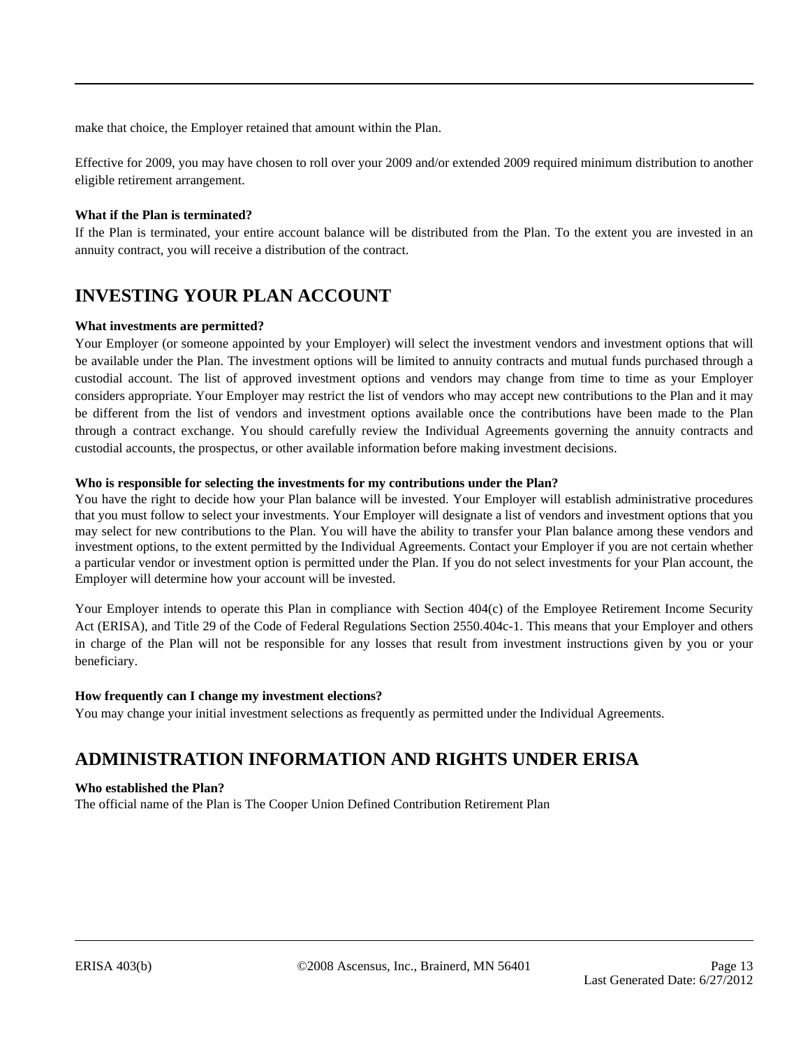make that choice, the Employer retained that amount within the Plan.

Effective for 2009, you may have chosen to roll over your 2009 and/or extended 2009 required minimum distribution to another eligible retirement arrangement.

**What if the Plan is terminated?**
If the Plan is terminated, your entire account balance will be distributed from the Plan. To the extent you are invested in an annuity contract, you will receive a distribution of the contract.

## INVESTING YOUR PLAN ACCOUNT

**What investments are permitted?**
Your Employer (or someone appointed by your Employer) will select the investment vendors and investment options that will be available under the Plan. The investment options will be limited to annuity contracts and mutual funds purchased through a custodial account. The list of approved investment options and vendors may change from time to time as your Employer considers appropriate. Your Employer may restrict the list of vendors who may accept new contributions to the Plan and it may be different from the list of vendors and investment options available once the contributions have been made to the Plan through a contract exchange. You should carefully review the Individual Agreements governing the annuity contracts and custodial accounts, the prospectus, or other available information before making investment decisions.

**Who is responsible for selecting the investments for my contributions under the Plan?**
You have the right to decide how your Plan balance will be invested. Your Employer will establish administrative procedures that you must follow to select your investments. Your Employer will designate a list of vendors and investment options that you may select for new contributions to the Plan. You will have the ability to transfer your Plan balance among these vendors and investment options, to the extent permitted by the Individual Agreements. Contact your Employer if you are not certain whether a particular vendor or investment option is permitted under the Plan. If you do not select investments for your Plan account, the Employer will determine how your account will be invested.

Your Employer intends to operate this Plan in compliance with Section 404(c) of the Employee Retirement Income Security Act (ERISA), and Title 29 of the Code of Federal Regulations Section 2550.404c-1. This means that your Employer and others in charge of the Plan will not be responsible for any losses that result from investment instructions given by you or your beneficiary.

**How frequently can I change my investment elections?**
You may change your initial investment selections as frequently as permitted under the Individual Agreements.

## ADMINISTRATION INFORMATION AND RIGHTS UNDER ERISA

**Who established the Plan?**
The official name of the Plan is The Cooper Union Defined Contribution Retirement Plan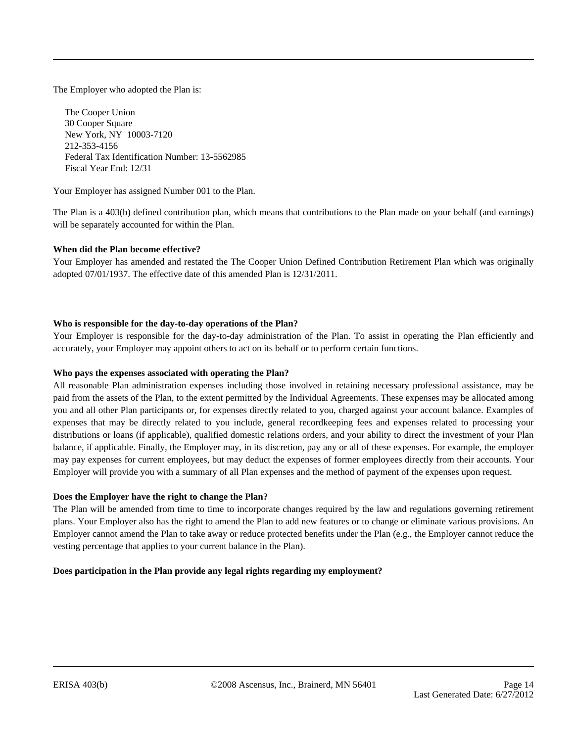The Employer who adopted the Plan is:

The Cooper Union
30 Cooper Square
New York, NY  10003-7120
212-353-4156
Federal Tax Identification Number: 13-5562985
Fiscal Year End: 12/31

Your Employer has assigned Number 001 to the Plan.

The Plan is a 403(b) defined contribution plan, which means that contributions to the Plan made on your behalf (and earnings) will be separately accounted for within the Plan.

**When did the Plan become effective?**

Your Employer has amended and restated the The Cooper Union Defined Contribution Retirement Plan which was originally adopted 07/01/1937. The effective date of this amended Plan is 12/31/2011.

**Who is responsible for the day-to-day operations of the Plan?**

Your Employer is responsible for the day-to-day administration of the Plan. To assist in operating the Plan efficiently and accurately, your Employer may appoint others to act on its behalf or to perform certain functions.

**Who pays the expenses associated with operating the Plan?**

All reasonable Plan administration expenses including those involved in retaining necessary professional assistance, may be paid from the assets of the Plan, to the extent permitted by the Individual Agreements. These expenses may be allocated among you and all other Plan participants or, for expenses directly related to you, charged against your account balance. Examples of expenses that may be directly related to you include, general recordkeeping fees and expenses related to processing your distributions or loans (if applicable), qualified domestic relations orders, and your ability to direct the investment of your Plan balance, if applicable. Finally, the Employer may, in its discretion, pay any or all of these expenses. For example, the employer may pay expenses for current employees, but may deduct the expenses of former employees directly from their accounts. Your Employer will provide you with a summary of all Plan expenses and the method of payment of the expenses upon request.

**Does the Employer have the right to change the Plan?**

The Plan will be amended from time to time to incorporate changes required by the law and regulations governing retirement plans. Your Employer also has the right to amend the Plan to add new features or to change or eliminate various provisions. An Employer cannot amend the Plan to take away or reduce protected benefits under the Plan (e.g., the Employer cannot reduce the vesting percentage that applies to your current balance in the Plan).

**Does participation in the Plan provide any legal rights regarding my employment?**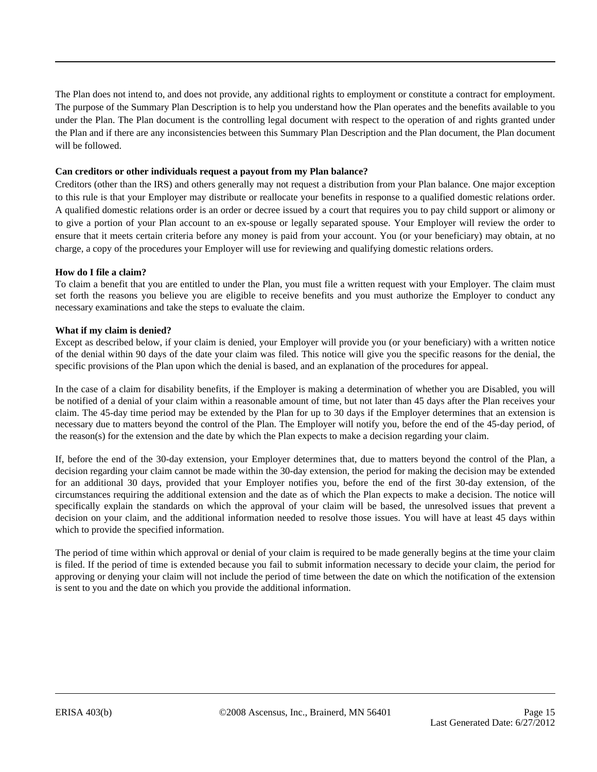The Plan does not intend to, and does not provide, any additional rights to employment or constitute a contract for employment. The purpose of the Summary Plan Description is to help you understand how the Plan operates and the benefits available to you under the Plan. The Plan document is the controlling legal document with respect to the operation of and rights granted under the Plan and if there are any inconsistencies between this Summary Plan Description and the Plan document, the Plan document will be followed.

**Can creditors or other individuals request a payout from my Plan balance?**

Creditors (other than the IRS) and others generally may not request a distribution from your Plan balance. One major exception to this rule is that your Employer may distribute or reallocate your benefits in response to a qualified domestic relations order. A qualified domestic relations order is an order or decree issued by a court that requires you to pay child support or alimony or to give a portion of your Plan account to an ex-spouse or legally separated spouse. Your Employer will review the order to ensure that it meets certain criteria before any money is paid from your account. You (or your beneficiary) may obtain, at no charge, a copy of the procedures your Employer will use for reviewing and qualifying domestic relations orders.

**How do I file a claim?**

To claim a benefit that you are entitled to under the Plan, you must file a written request with your Employer. The claim must set forth the reasons you believe you are eligible to receive benefits and you must authorize the Employer to conduct any necessary examinations and take the steps to evaluate the claim.

**What if my claim is denied?**

Except as described below, if your claim is denied, your Employer will provide you (or your beneficiary) with a written notice of the denial within 90 days of the date your claim was filed. This notice will give you the specific reasons for the denial, the specific provisions of the Plan upon which the denial is based, and an explanation of the procedures for appeal.

In the case of a claim for disability benefits, if the Employer is making a determination of whether you are Disabled, you will be notified of a denial of your claim within a reasonable amount of time, but not later than 45 days after the Plan receives your claim. The 45-day time period may be extended by the Plan for up to 30 days if the Employer determines that an extension is necessary due to matters beyond the control of the Plan. The Employer will notify you, before the end of the 45-day period, of the reason(s) for the extension and the date by which the Plan expects to make a decision regarding your claim.

If, before the end of the 30-day extension, your Employer determines that, due to matters beyond the control of the Plan, a decision regarding your claim cannot be made within the 30-day extension, the period for making the decision may be extended for an additional 30 days, provided that your Employer notifies you, before the end of the first 30-day extension, of the circumstances requiring the additional extension and the date as of which the Plan expects to make a decision. The notice will specifically explain the standards on which the approval of your claim will be based, the unresolved issues that prevent a decision on your claim, and the additional information needed to resolve those issues. You will have at least 45 days within which to provide the specified information.

The period of time within which approval or denial of your claim is required to be made generally begins at the time your claim is filed. If the period of time is extended because you fail to submit information necessary to decide your claim, the period for approving or denying your claim will not include the period of time between the date on which the notification of the extension is sent to you and the date on which you provide the additional information.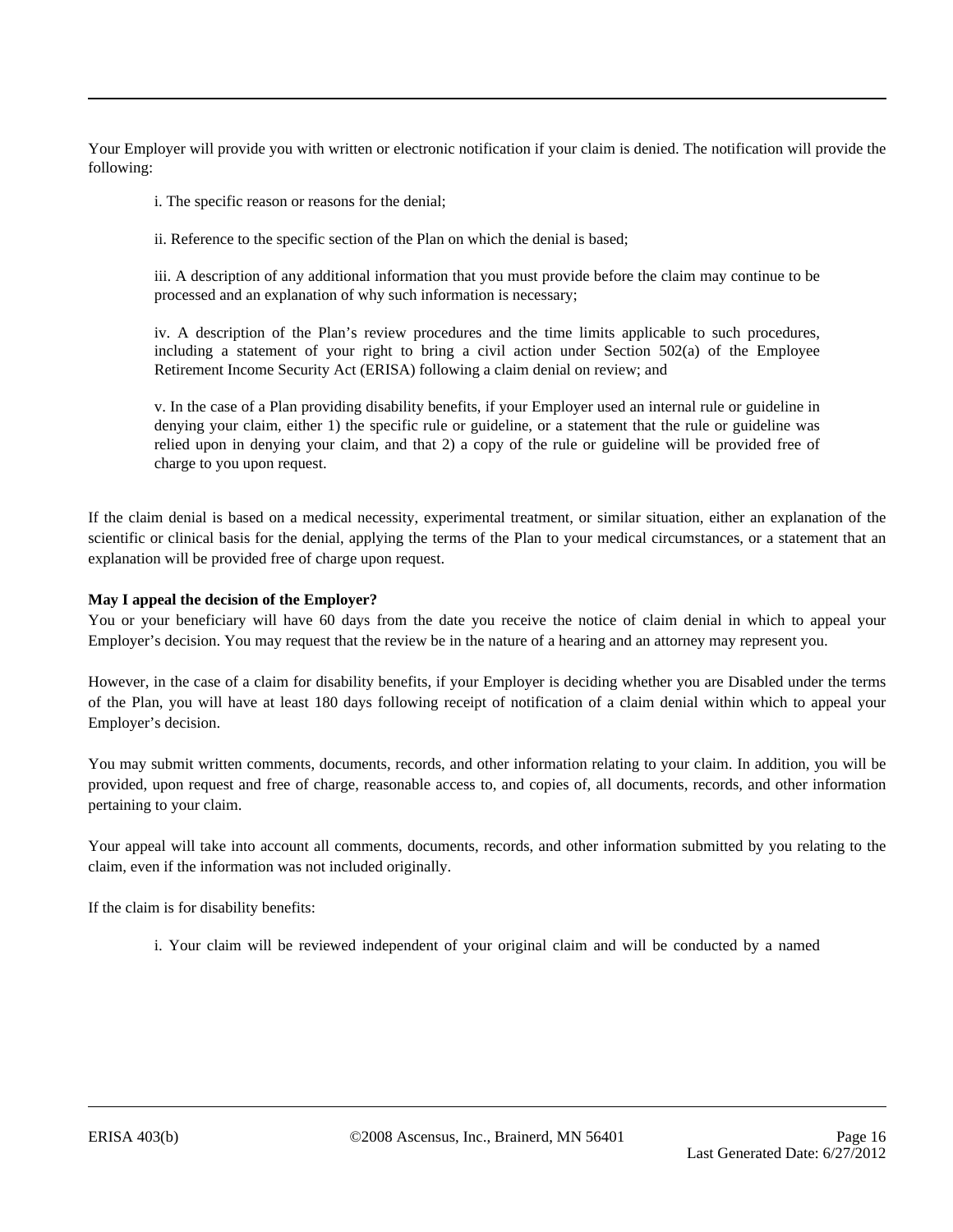Your Employer will provide you with written or electronic notification if your claim is denied. The notification will provide the following:

i. The specific reason or reasons for the denial;

ii. Reference to the specific section of the Plan on which the denial is based;

iii. A description of any additional information that you must provide before the claim may continue to be processed and an explanation of why such information is necessary;

iv. A description of the Plan's review procedures and the time limits applicable to such procedures, including a statement of your right to bring a civil action under Section 502(a) of the Employee Retirement Income Security Act (ERISA) following a claim denial on review; and

v. In the case of a Plan providing disability benefits, if your Employer used an internal rule or guideline in denying your claim, either 1) the specific rule or guideline, or a statement that the rule or guideline was relied upon in denying your claim, and that 2) a copy of the rule or guideline will be provided free of charge to you upon request.

If the claim denial is based on a medical necessity, experimental treatment, or similar situation, either an explanation of the scientific or clinical basis for the denial, applying the terms of the Plan to your medical circumstances, or a statement that an explanation will be provided free of charge upon request.

**May I appeal the decision of the Employer?**

You or your beneficiary will have 60 days from the date you receive the notice of claim denial in which to appeal your Employer's decision. You may request that the review be in the nature of a hearing and an attorney may represent you.

However, in the case of a claim for disability benefits, if your Employer is deciding whether you are Disabled under the terms of the Plan, you will have at least 180 days following receipt of notification of a claim denial within which to appeal your Employer's decision.

You may submit written comments, documents, records, and other information relating to your claim. In addition, you will be provided, upon request and free of charge, reasonable access to, and copies of, all documents, records, and other information pertaining to your claim.

Your appeal will take into account all comments, documents, records, and other information submitted by you relating to the claim, even if the information was not included originally.

If the claim is for disability benefits:

i. Your claim will be reviewed independent of your original claim and will be conducted by a named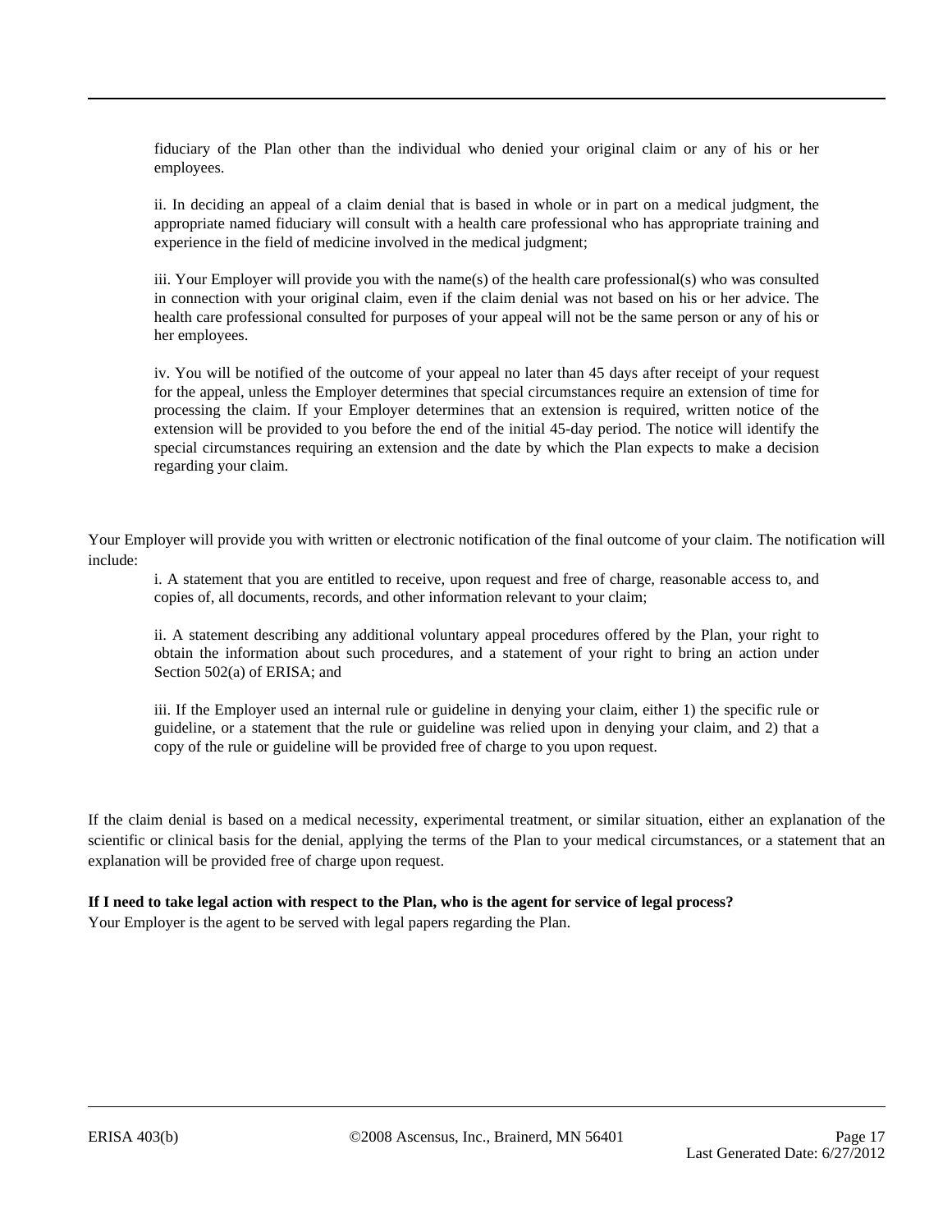fiduciary of the Plan other than the individual who denied your original claim or any of his or her employees.

ii. In deciding an appeal of a claim denial that is based in whole or in part on a medical judgment, the appropriate named fiduciary will consult with a health care professional who has appropriate training and experience in the field of medicine involved in the medical judgment;

iii. Your Employer will provide you with the name(s) of the health care professional(s) who was consulted in connection with your original claim, even if the claim denial was not based on his or her advice. The health care professional consulted for purposes of your appeal will not be the same person or any of his or her employees.

iv. You will be notified of the outcome of your appeal no later than 45 days after receipt of your request for the appeal, unless the Employer determines that special circumstances require an extension of time for processing the claim. If your Employer determines that an extension is required, written notice of the extension will be provided to you before the end of the initial 45-day period. The notice will identify the special circumstances requiring an extension and the date by which the Plan expects to make a decision regarding your claim.

Your Employer will provide you with written or electronic notification of the final outcome of your claim. The notification will include:

i. A statement that you are entitled to receive, upon request and free of charge, reasonable access to, and copies of, all documents, records, and other information relevant to your claim;

ii. A statement describing any additional voluntary appeal procedures offered by the Plan, your right to obtain the information about such procedures, and a statement of your right to bring an action under Section 502(a) of ERISA; and

iii. If the Employer used an internal rule or guideline in denying your claim, either 1) the specific rule or guideline, or a statement that the rule or guideline was relied upon in denying your claim, and 2) that a copy of the rule or guideline will be provided free of charge to you upon request.

If the claim denial is based on a medical necessity, experimental treatment, or similar situation, either an explanation of the scientific or clinical basis for the denial, applying the terms of the Plan to your medical circumstances, or a statement that an explanation will be provided free of charge upon request.

**If I need to take legal action with respect to the Plan, who is the agent for service of legal process?**
Your Employer is the agent to be served with legal papers regarding the Plan.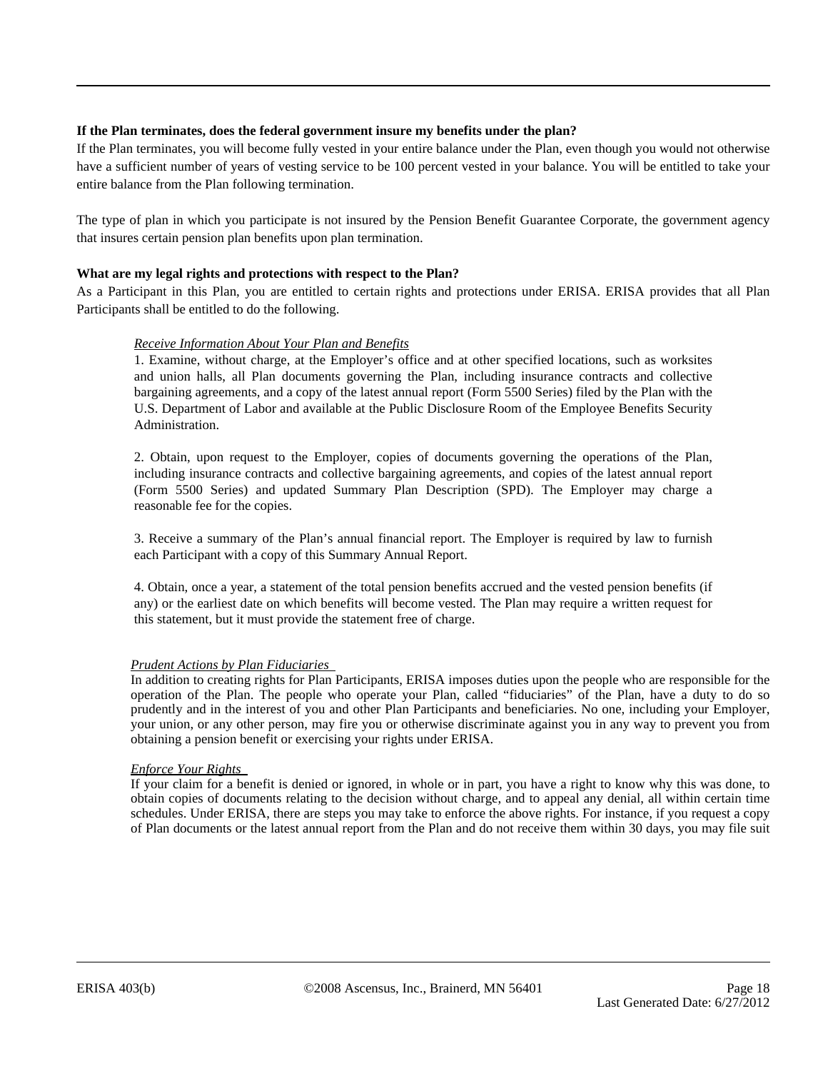**If the Plan terminates, does the federal government insure my benefits under the plan?**

If the Plan terminates, you will become fully vested in your entire balance under the Plan, even though you would not otherwise have a sufficient number of years of vesting service to be 100 percent vested in your balance. You will be entitled to take your entire balance from the Plan following termination.

The type of plan in which you participate is not insured by the Pension Benefit Guarantee Corporate, the government agency that insures certain pension plan benefits upon plan termination.

**What are my legal rights and protections with respect to the Plan?**

As a Participant in this Plan, you are entitled to certain rights and protections under ERISA. ERISA provides that all Plan Participants shall be entitled to do the following.

*Receive Information About Your Plan and Benefits*

1. Examine, without charge, at the Employer's office and at other specified locations, such as worksites and union halls, all Plan documents governing the Plan, including insurance contracts and collective bargaining agreements, and a copy of the latest annual report (Form 5500 Series) filed by the Plan with the U.S. Department of Labor and available at the Public Disclosure Room of the Employee Benefits Security Administration.

2. Obtain, upon request to the Employer, copies of documents governing the operations of the Plan, including insurance contracts and collective bargaining agreements, and copies of the latest annual report (Form 5500 Series) and updated Summary Plan Description (SPD). The Employer may charge a reasonable fee for the copies.

3. Receive a summary of the Plan's annual financial report. The Employer is required by law to furnish each Participant with a copy of this Summary Annual Report.

4. Obtain, once a year, a statement of the total pension benefits accrued and the vested pension benefits (if any) or the earliest date on which benefits will become vested. The Plan may require a written request for this statement, but it must provide the statement free of charge.

*Prudent Actions by Plan Fiduciaries*

In addition to creating rights for Plan Participants, ERISA imposes duties upon the people who are responsible for the operation of the Plan. The people who operate your Plan, called "fiduciaries" of the Plan, have a duty to do so prudently and in the interest of you and other Plan Participants and beneficiaries. No one, including your Employer, your union, or any other person, may fire you or otherwise discriminate against you in any way to prevent you from obtaining a pension benefit or exercising your rights under ERISA.

*Enforce Your Rights*

If your claim for a benefit is denied or ignored, in whole or in part, you have a right to know why this was done, to obtain copies of documents relating to the decision without charge, and to appeal any denial, all within certain time schedules. Under ERISA, there are steps you may take to enforce the above rights. For instance, if you request a copy of Plan documents or the latest annual report from the Plan and do not receive them within 30 days, you may file suit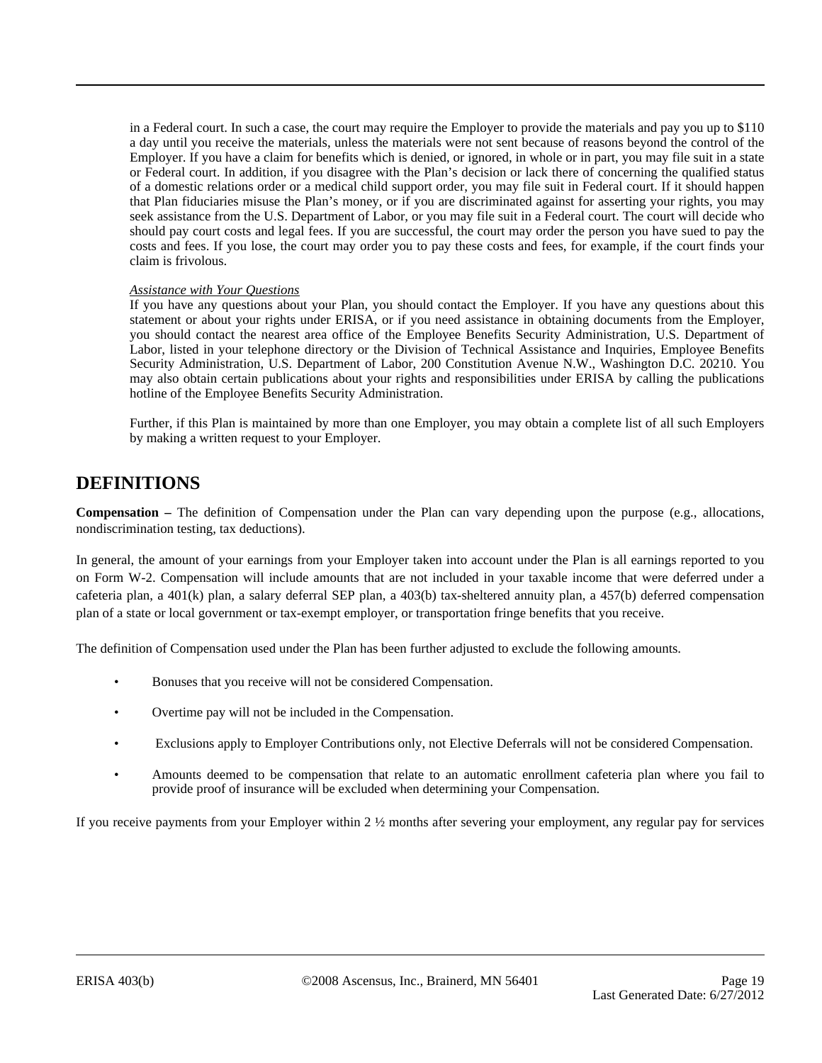in a Federal court. In such a case, the court may require the Employer to provide the materials and pay you up to $110 a day until you receive the materials, unless the materials were not sent because of reasons beyond the control of the Employer. If you have a claim for benefits which is denied, or ignored, in whole or in part, you may file suit in a state or Federal court. In addition, if you disagree with the Plan's decision or lack there of concerning the qualified status of a domestic relations order or a medical child support order, you may file suit in Federal court. If it should happen that Plan fiduciaries misuse the Plan's money, or if you are discriminated against for asserting your rights, you may seek assistance from the U.S. Department of Labor, or you may file suit in a Federal court. The court will decide who should pay court costs and legal fees. If you are successful, the court may order the person you have sued to pay the costs and fees. If you lose, the court may order you to pay these costs and fees, for example, if the court finds your claim is frivolous.

*Assistance with Your Questions*

If you have any questions about your Plan, you should contact the Employer. If you have any questions about this statement or about your rights under ERISA, or if you need assistance in obtaining documents from the Employer, you should contact the nearest area office of the Employee Benefits Security Administration, U.S. Department of Labor, listed in your telephone directory or the Division of Technical Assistance and Inquiries, Employee Benefits Security Administration, U.S. Department of Labor, 200 Constitution Avenue N.W., Washington D.C. 20210. You may also obtain certain publications about your rights and responsibilities under ERISA by calling the publications hotline of the Employee Benefits Security Administration.

Further, if this Plan is maintained by more than one Employer, you may obtain a complete list of all such Employers by making a written request to your Employer.

# DEFINITIONS

**Compensation –** The definition of Compensation under the Plan can vary depending upon the purpose (e.g., allocations, nondiscrimination testing, tax deductions).

In general, the amount of your earnings from your Employer taken into account under the Plan is all earnings reported to you on Form W-2. Compensation will include amounts that are not included in your taxable income that were deferred under a cafeteria plan, a 401(k) plan, a salary deferral SEP plan, a 403(b) tax-sheltered annuity plan, a 457(b) deferred compensation plan of a state or local government or tax-exempt employer, or transportation fringe benefits that you receive.

The definition of Compensation used under the Plan has been further adjusted to exclude the following amounts.

- Bonuses that you receive will not be considered Compensation.
- Overtime pay will not be included in the Compensation.
- Exclusions apply to Employer Contributions only, not Elective Deferrals will not be considered Compensation.
- Amounts deemed to be compensation that relate to an automatic enrollment cafeteria plan where you fail to provide proof of insurance will be excluded when determining your Compensation.

If you receive payments from your Employer within 2 ½ months after severing your employment, any regular pay for services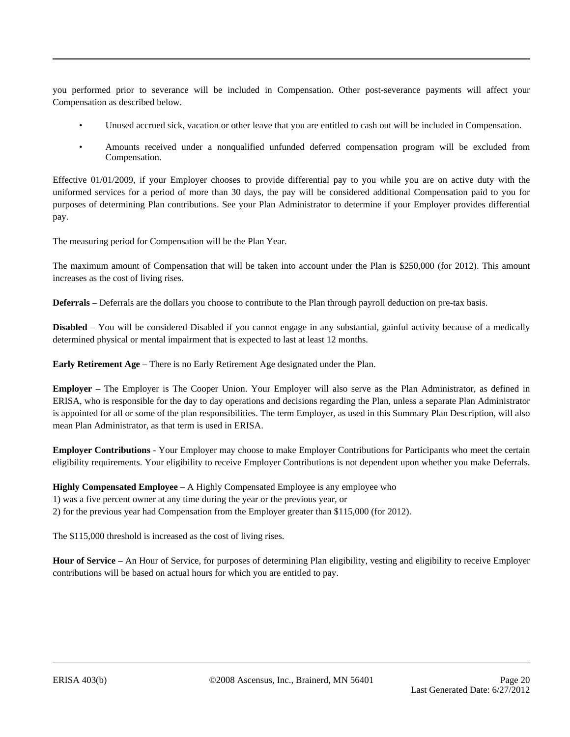you performed prior to severance will be included in Compensation. Other post-severance payments will affect your Compensation as described below.

- Unused accrued sick, vacation or other leave that you are entitled to cash out will be included in Compensation.
- Amounts received under a nonqualified unfunded deferred compensation program will be excluded from Compensation.

Effective 01/01/2009, if your Employer chooses to provide differential pay to you while you are on active duty with the uniformed services for a period of more than 30 days, the pay will be considered additional Compensation paid to you for purposes of determining Plan contributions. See your Plan Administrator to determine if your Employer provides differential pay.

The measuring period for Compensation will be the Plan Year.

The maximum amount of Compensation that will be taken into account under the Plan is $250,000 (for 2012). This amount increases as the cost of living rises.

**Deferrals** – Deferrals are the dollars you choose to contribute to the Plan through payroll deduction on pre-tax basis.

**Disabled** – You will be considered Disabled if you cannot engage in any substantial, gainful activity because of a medically determined physical or mental impairment that is expected to last at least 12 months.

**Early Retirement Age** – There is no Early Retirement Age designated under the Plan.

**Employer** – The Employer is The Cooper Union. Your Employer will also serve as the Plan Administrator, as defined in ERISA, who is responsible for the day to day operations and decisions regarding the Plan, unless a separate Plan Administrator is appointed for all or some of the plan responsibilities. The term Employer, as used in this Summary Plan Description, will also mean Plan Administrator, as that term is used in ERISA.

**Employer Contributions** - Your Employer may choose to make Employer Contributions for Participants who meet the certain eligibility requirements. Your eligibility to receive Employer Contributions is not dependent upon whether you make Deferrals.

**Highly Compensated Employee** – A Highly Compensated Employee is any employee who
1) was a five percent owner at any time during the year or the previous year, or
2) for the previous year had Compensation from the Employer greater than $115,000 (for 2012).

The $115,000 threshold is increased as the cost of living rises.

**Hour of Service** – An Hour of Service, for purposes of determining Plan eligibility, vesting and eligibility to receive Employer contributions will be based on actual hours for which you are entitled to pay.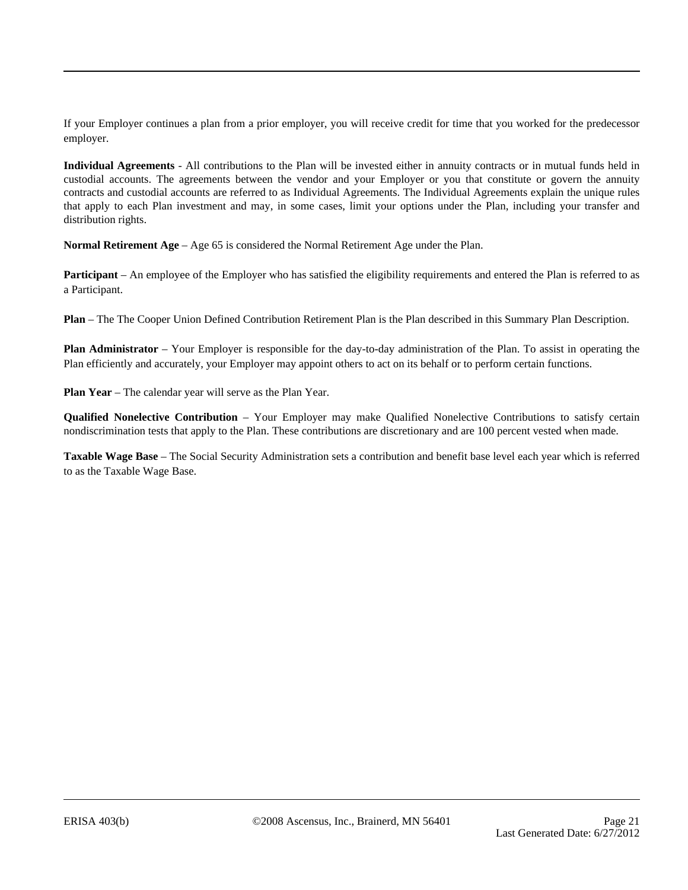If your Employer continues a plan from a prior employer, you will receive credit for time that you worked for the predecessor employer.

**Individual Agreements** - All contributions to the Plan will be invested either in annuity contracts or in mutual funds held in custodial accounts. The agreements between the vendor and your Employer or you that constitute or govern the annuity contracts and custodial accounts are referred to as Individual Agreements. The Individual Agreements explain the unique rules that apply to each Plan investment and may, in some cases, limit your options under the Plan, including your transfer and distribution rights.

**Normal Retirement Age** – Age 65 is considered the Normal Retirement Age under the Plan.

**Participant** – An employee of the Employer who has satisfied the eligibility requirements and entered the Plan is referred to as a Participant.

**Plan** – The The Cooper Union Defined Contribution Retirement Plan is the Plan described in this Summary Plan Description.

**Plan Administrator** – Your Employer is responsible for the day-to-day administration of the Plan. To assist in operating the Plan efficiently and accurately, your Employer may appoint others to act on its behalf or to perform certain functions.

**Plan Year** – The calendar year will serve as the Plan Year.

**Qualified Nonelective Contribution** – Your Employer may make Qualified Nonelective Contributions to satisfy certain nondiscrimination tests that apply to the Plan. These contributions are discretionary and are 100 percent vested when made.

**Taxable Wage Base** – The Social Security Administration sets a contribution and benefit base level each year which is referred to as the Taxable Wage Base.